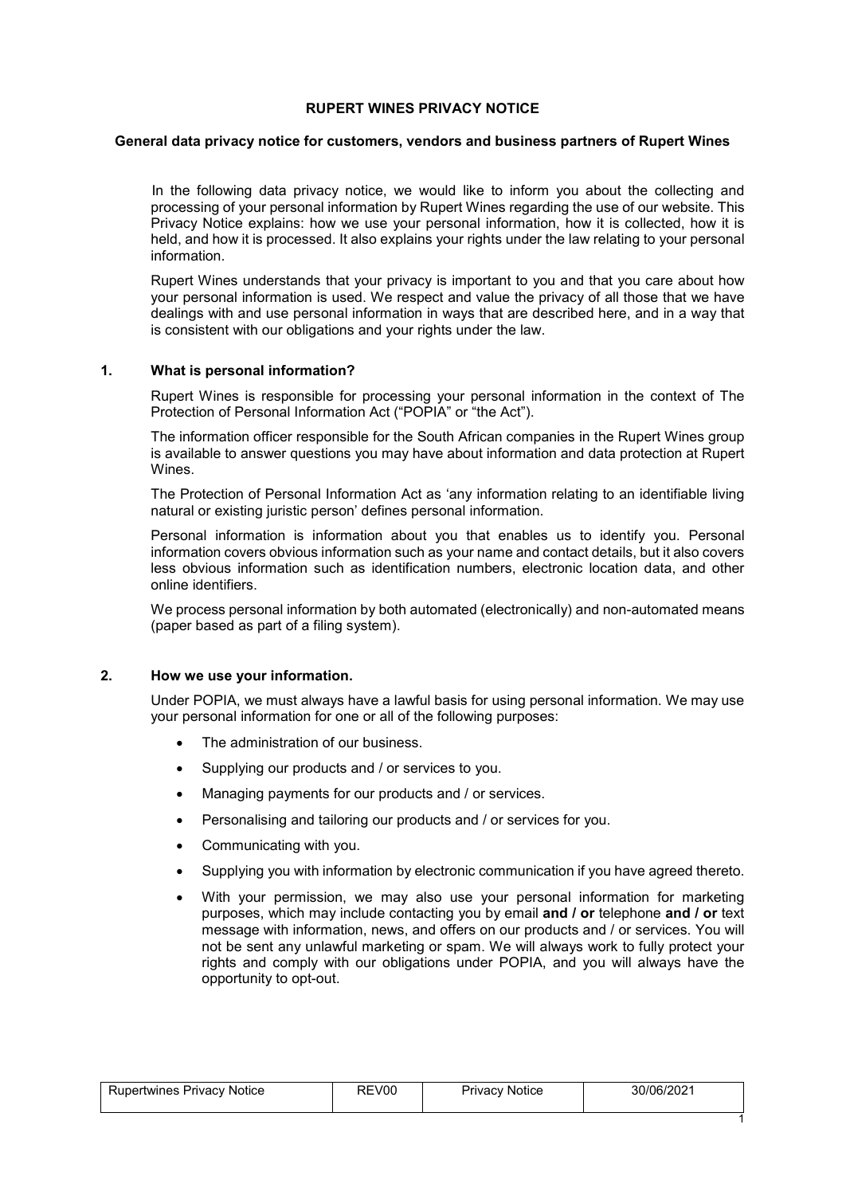# RUPERT WINES PRIVACY NOTICE

## General data privacy notice for customers, vendors and business partners of Rupert Wines

In the following data privacy notice, we would like to inform you about the collecting and processing of your personal information by Rupert Wines regarding the use of our website. This Privacy Notice explains: how we use your personal information, how it is collected, how it is held, and how it is processed. It also explains your rights under the law relating to your personal information.

Rupert Wines understands that your privacy is important to you and that you care about how your personal information is used. We respect and value the privacy of all those that we have dealings with and use personal information in ways that are described here, and in a way that is consistent with our obligations and your rights under the law.

### 1. What is personal information?

Rupert Wines is responsible for processing your personal information in the context of The Protection of Personal Information Act ("POPIA" or "the Act").

The information officer responsible for the South African companies in the Rupert Wines group is available to answer questions you may have about information and data protection at Rupert Wines.

The Protection of Personal Information Act as 'any information relating to an identifiable living natural or existing juristic person' defines personal information.

Personal information is information about you that enables us to identify you. Personal information covers obvious information such as your name and contact details, but it also covers less obvious information such as identification numbers, electronic location data, and other online identifiers.

We process personal information by both automated (electronically) and non-automated means (paper based as part of a filing system).

### 2. How we use your information.

Under POPIA, we must always have a lawful basis for using personal information. We may use your personal information for one or all of the following purposes:

- The administration of our business.
- Supplying our products and / or services to you.
- Managing payments for our products and / or services.
- Personalising and tailoring our products and / or services for you.
- Communicating with you.
- Supplying you with information by electronic communication if you have agreed thereto.
- With your permission, we may also use your personal information for marketing purposes, which may include contacting you by email **and / or** telephone **and / or** text message with information, news, and offers on our products and / or services. You will not be sent any unlawful marketing or spam. We will always work to fully protect your rights and comply with our obligations under POPIA, and you will always have the opportunity to opt-out.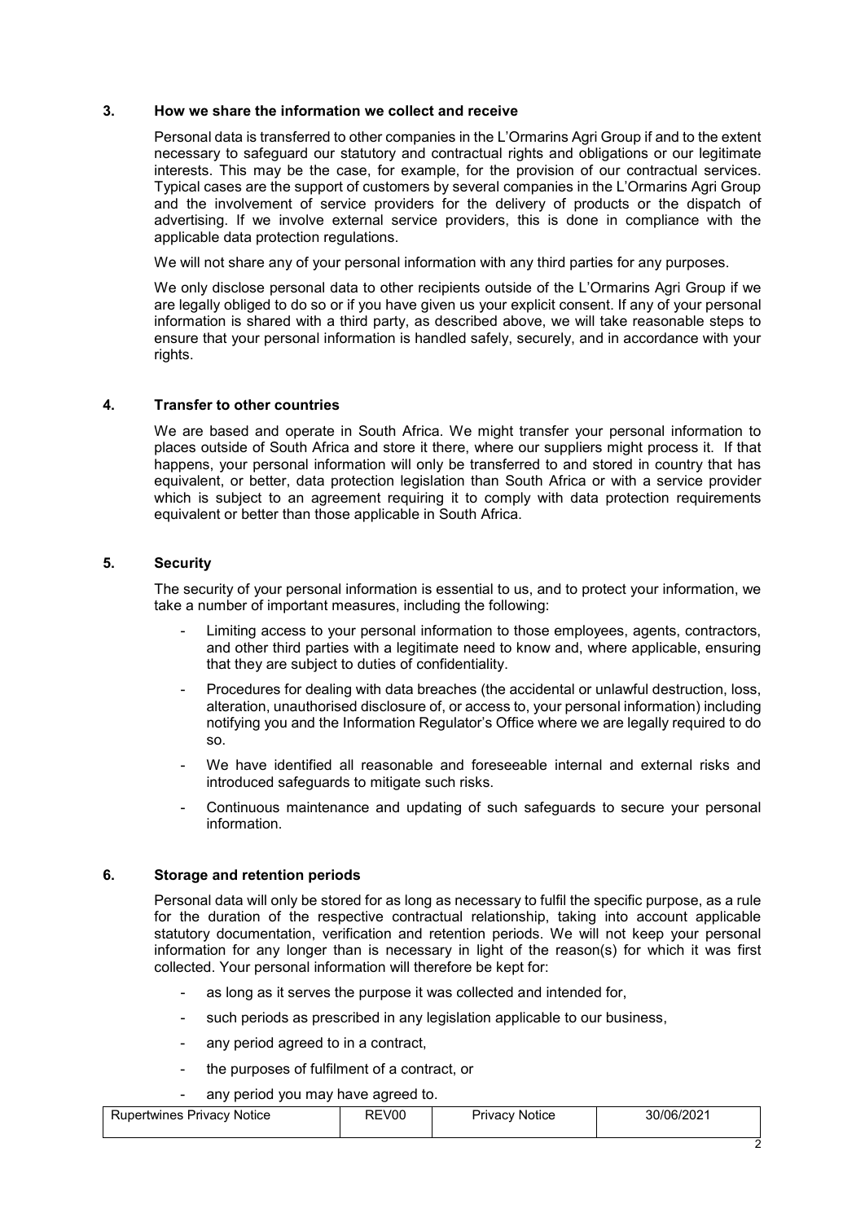## 3. How we share the information we collect and receive

Personal data is transferred to other companies in the L'Ormarins Agri Group if and to the extent necessary to safeguard our statutory and contractual rights and obligations or our legitimate interests. This may be the case, for example, for the provision of our contractual services. Typical cases are the support of customers by several companies in the L'Ormarins Agri Group and the involvement of service providers for the delivery of products or the dispatch of advertising. If we involve external service providers, this is done in compliance with the applicable data protection regulations.

We will not share any of your personal information with any third parties for any purposes.

We only disclose personal data to other recipients outside of the L'Ormarins Agri Group if we are legally obliged to do so or if you have given us your explicit consent. If any of your personal information is shared with a third party, as described above, we will take reasonable steps to ensure that your personal information is handled safely, securely, and in accordance with your rights.

## 4. Transfer to other countries

We are based and operate in South Africa. We might transfer your personal information to places outside of South Africa and store it there, where our suppliers might process it. If that happens, your personal information will only be transferred to and stored in country that has equivalent, or better, data protection legislation than South Africa or with a service provider which is subject to an agreement requiring it to comply with data protection requirements equivalent or better than those applicable in South Africa.

## 5. Security

The security of your personal information is essential to us, and to protect your information, we take a number of important measures, including the following:

- Limiting access to your personal information to those employees, agents, contractors, and other third parties with a legitimate need to know and, where applicable, ensuring that they are subject to duties of confidentiality.
- Procedures for dealing with data breaches (the accidental or unlawful destruction, loss, alteration, unauthorised disclosure of, or access to, your personal information) including notifying you and the Information Regulator's Office where we are legally required to do so.
- We have identified all reasonable and foreseeable internal and external risks and introduced safeguards to mitigate such risks.
- Continuous maintenance and updating of such safeguards to secure your personal information.

## 6. Storage and retention periods

Personal data will only be stored for as long as necessary to fulfil the specific purpose, as a rule for the duration of the respective contractual relationship, taking into account applicable statutory documentation, verification and retention periods. We will not keep your personal information for any longer than is necessary in light of the reason(s) for which it was first collected. Your personal information will therefore be kept for:

- as long as it serves the purpose it was collected and intended for,
- such periods as prescribed in any legislation applicable to our business,
- any period agreed to in a contract,
- the purposes of fulfilment of a contract, or
- any period you may have agreed to.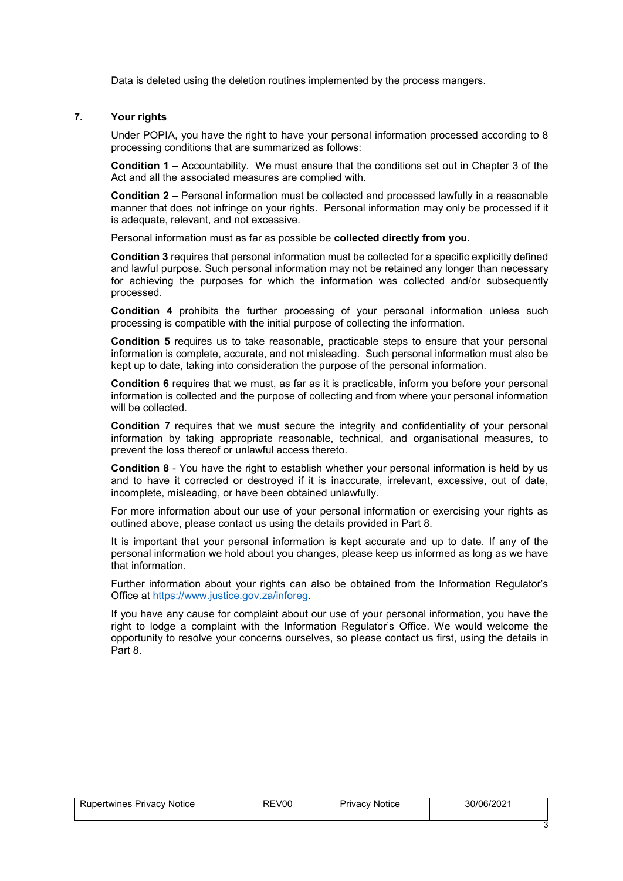Data is deleted using the deletion routines implemented by the process mangers.

## 7. Your rights

Under POPIA, you have the right to have your personal information processed according to 8 processing conditions that are summarized as follows:

**Condition 1** – Accountability. We must ensure that the conditions set out in Chapter 3 of the Act and all the associated measures are complied with.

**Condition 2** – Personal information must be collected and processed lawfully in a reasonable manner that does not infringe on your rights. Personal information may only be processed if it is adequate, relevant, and not excessive.

Personal information must as far as possible be **collected directly from you.**

**Condition 3** requires that personal information must be collected for a specific explicitly defined and lawful purpose. Such personal information may not be retained any longer than necessary for achieving the purposes for which the information was collected and/or subsequently processed.

**Condition 4** prohibits the further processing of your personal information unless such processing is compatible with the initial purpose of collecting the information.

**Condition 5** requires us to take reasonable, practicable steps to ensure that your personal information is complete, accurate, and not misleading. Such personal information must also be kept up to date, taking into consideration the purpose of the personal information.

**Condition 6** requires that we must, as far as it is practicable, inform you before your personal information is collected and the purpose of collecting and from where your personal information will be collected.

**Condition 7** requires that we must secure the integrity and confidentiality of your personal information by taking appropriate reasonable, technical, and organisational measures, to prevent the loss thereof or unlawful access thereto.

**Condition 8** - You have the right to establish whether your personal information is held by us and to have it corrected or destroyed if it is inaccurate, irrelevant, excessive, out of date, incomplete, misleading, or have been obtained unlawfully.

For more information about our use of your personal information or exercising your rights as outlined above, please contact us using the details provided in Part 8.

It is important that your personal information is kept accurate and up to date. If any of the personal information we hold about you changes, please keep us informed as long as we have that information.

Further information about your rights can also be obtained from the Information Regulator's Office at [https://www.justice.gov.za/inforeg](https://www.justice.gov.za/inforeg).

If you have any cause for complaint about our use of your personal information, you have the right to lodge a complaint with the Information Regulator's Office. We would welcome the opportunity to resolve your concerns ourselves, so please contact us first, using the details in Part 8.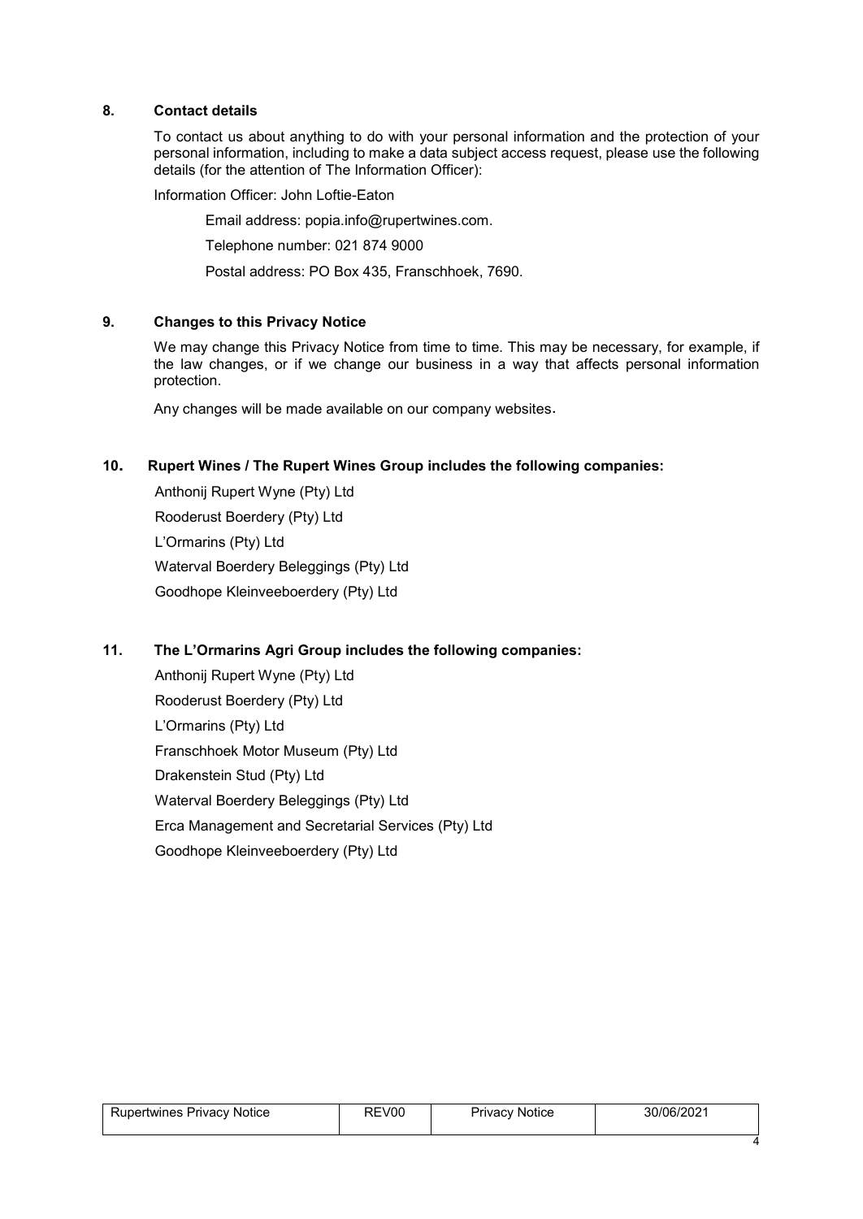## 8. Contact details

To contact us about anything to do with your personal information and the protection of your personal information, including to make a data subject access request, please use the following details (for the attention of The Information Officer):

Information Officer: John Loftie-Eaton

Email address: popia.info@rupertwines.com.

Telephone number: 021 874 9000

Postal address: PO Box 435, Franschhoek, 7690.

## 9. Changes to this Privacy Notice

We may change this Privacy Notice from time to time. This may be necessary, for example, if the law changes, or if we change our business in a way that affects personal information protection.

Any changes will be made available on our company websites.

## 10. Rupert Wines / The Rupert Wines Group includes the following companies:

Anthonij Rupert Wyne (Pty) Ltd

Rooderust Boerdery (Pty) Ltd

L'Ormarins (Pty) Ltd

Waterval Boerdery Beleggings (Pty) Ltd

Goodhope Kleinveeboerdery (Pty) Ltd

## 11. The L'Ormarins Agri Group includes the following companies:

Anthonij Rupert Wyne (Pty) Ltd

Rooderust Boerdery (Pty) Ltd

L'Ormarins (Pty) Ltd

Franschhoek Motor Museum (Pty) Ltd

Drakenstein Stud (Pty) Ltd

Waterval Boerdery Beleggings (Pty) Ltd

Erca Management and Secretarial Services (Pty) Ltd

Goodhope Kleinveeboerdery (Pty) Ltd